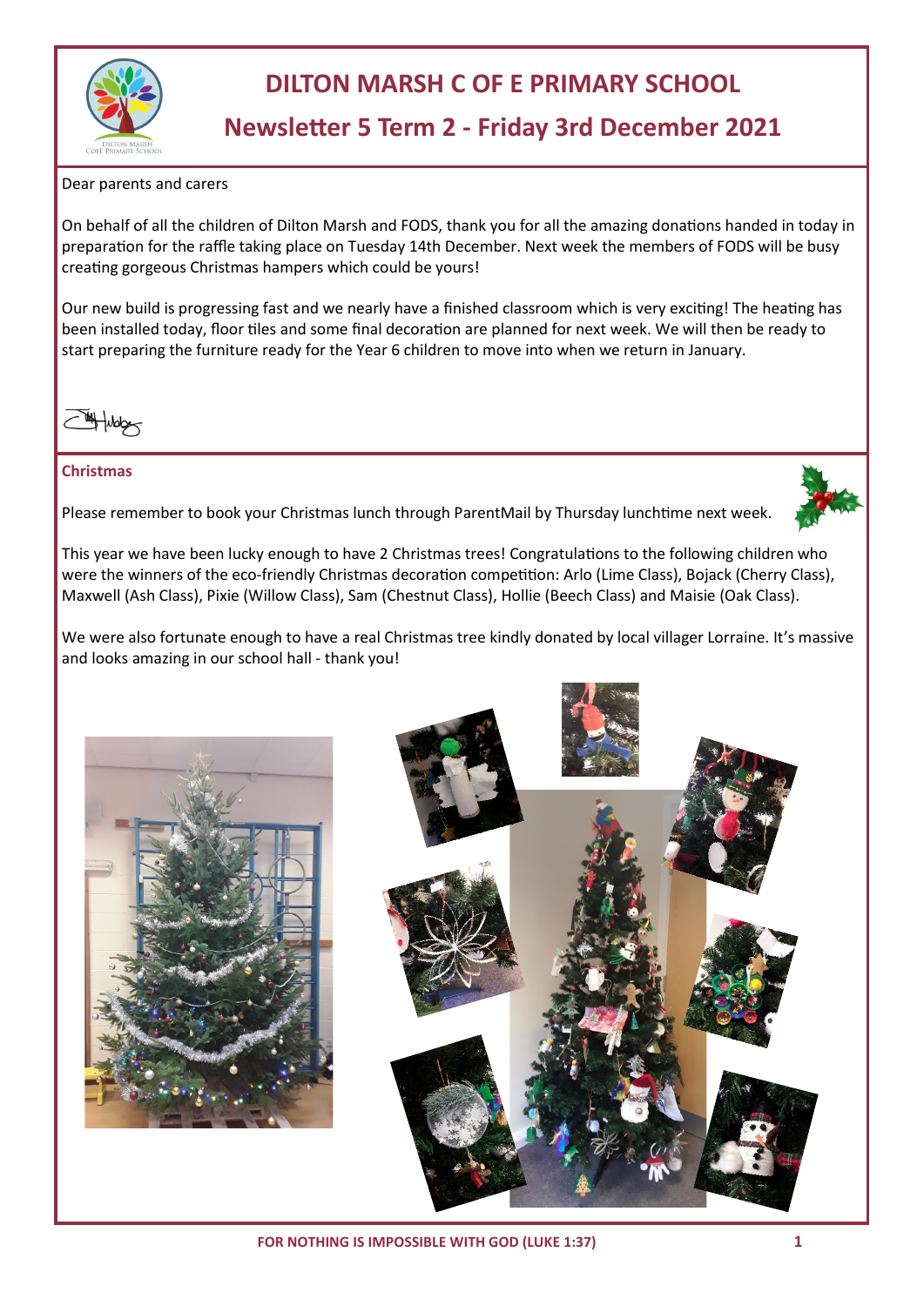# DILTON MARSH C OF E PRIMARY SCHOOL

## Newsletter 5 Term 2 - Friday 3rd December 2021

Dear parents and carers

On behalf of all the children of Dilton Marsh and FODS, thank you for all the amazing donations handed in today in preparation for the raffle taking place on Tuesday 14th December. Next week the members of FODS will be busy creating gorgeous Christmas hampers which could be yours!

Our new build is progressing fast and we nearly have a finished classroom which is very exciting! The heating has been installed today, floor tiles and some final decoration are planned for next week. We will then be ready to start preparing the furniture ready for the Year 6 children to move into when we return in January.

### Christmas

Please remember to book your Christmas lunch through ParentMail by Thursday lunchtime next week.

This year we have been lucky enough to have 2 Christmas trees! Congratulations to the following children who were the winners of the eco-friendly Christmas decoration competition: Arlo (Lime Class), Bojack (Cherry Class), Maxwell (Ash Class), Pixie (Willow Class), Sam (Chestnut Class), Hollie (Beech Class) and Maisie (Oak Class).

We were also fortunate enough to have a real Christmas tree kindly donated by local villager Lorraine. It's massive and looks amazing in our school hall - thank you!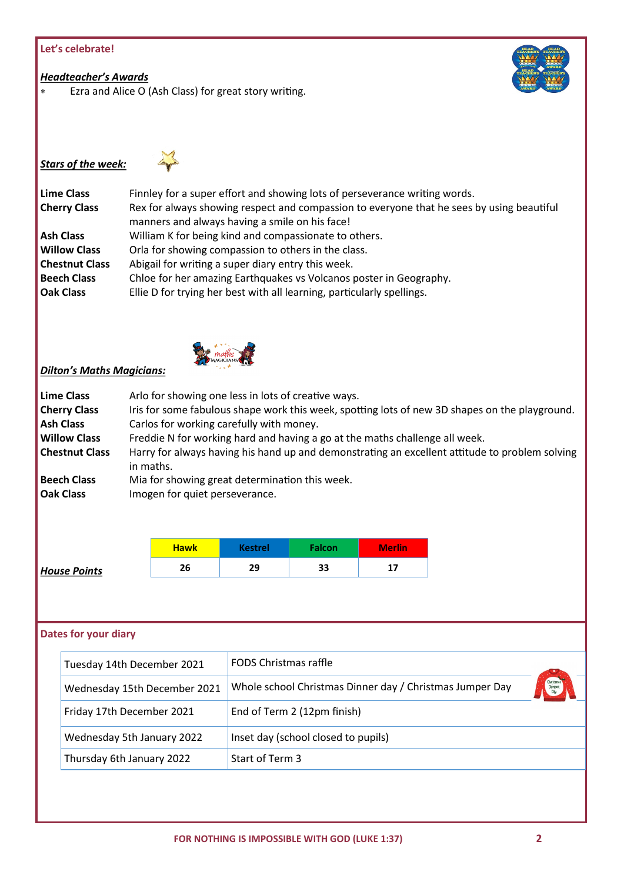## Let's celebrate!

### ***Headteacher's Awards***

- Ezra and Alice O (Ash Class) for great story writing.

### ***Stars of the week:***

| | |
|---|---|
| **Lime Class** | Finnley for a super effort and showing lots of perseverance writing words. |
| **Cherry Class** | Rex for always showing respect and compassion to everyone that he sees by using beautiful manners and always having a smile on his face! |
| **Ash Class** | William K for being kind and compassionate to others. |
| **Willow Class** | Orla for showing compassion to others in the class. |
| **Chestnut Class** | Abigail for writing a super diary entry this week. |
| **Beech Class** | Chloe for her amazing Earthquakes vs Volcanos poster in Geography. |
| **Oak Class** | Ellie D for trying her best with all learning, particularly spellings. |

### ***Dilton's Maths Magicians:***

| | |
|---|---|
| **Lime Class** | Arlo for showing one less in lots of creative ways. |
| **Cherry Class** | Iris for some fabulous shape work this week, spotting lots of new 3D shapes on the playground. |
| **Ash Class** | Carlos for working carefully with money. |
| **Willow Class** | Freddie N for working hard and having a go at the maths challenge all week. |
| **Chestnut Class** | Harry for always having his hand up and demonstrating an excellent attitude to problem solving in maths. |
| **Beech Class** | Mia for showing great determination this week. |
| **Oak Class** | Imogen for quiet perseverance. |

### ***House Points***

| Hawk | Kestrel | Falcon | Merlin |
|---|---|---|---|
| 26 | 29 | 33 | 17 |

## Dates for your diary

| | |
|---|---|
| Tuesday 14th December 2021 | FODS Christmas raffle |
| Wednesday 15th December 2021 | Whole school Christmas Dinner day / Christmas Jumper Day |
| Friday 17th December 2021 | End of Term 2 (12pm finish) |
| Wednesday 5th January 2022 | Inset day (school closed to pupils) |
| Thursday 6th January 2022 | Start of Term 3 |

**FOR NOTHING IS IMPOSSIBLE WITH GOD (LUKE 1:37)**